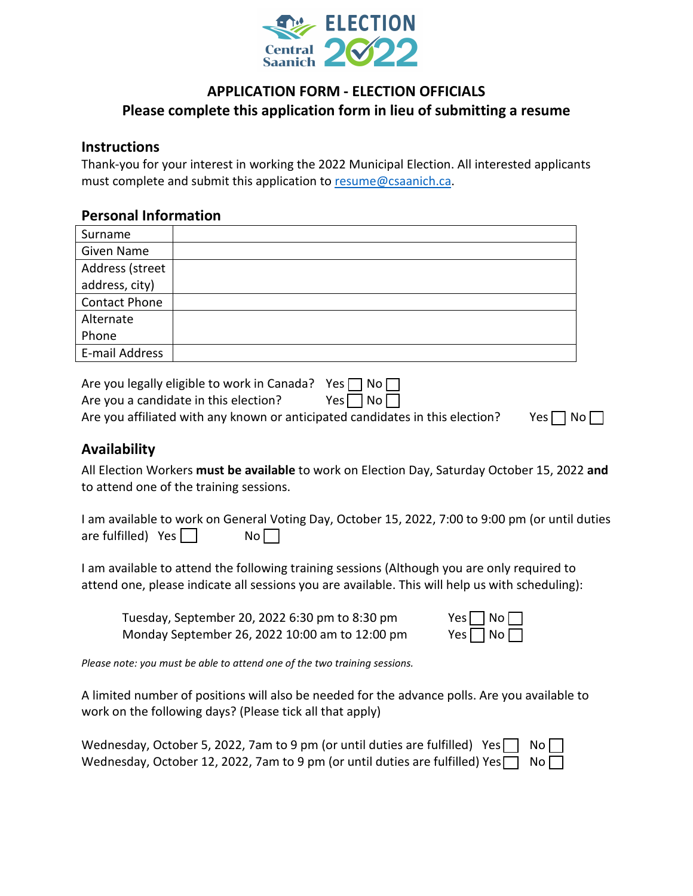ELECTION
Central Saanich 2022

## APPLICATION FORM - ELECTION OFFICIALS

**Please complete this application form in lieu of submitting a resume**

### Instructions

Thank-you for your interest in working the 2022 Municipal Election. All interested applicants must complete and submit this application to resume@csaanich.ca.

### Personal Information

| | |
|---|---|
| Surname | |
| Given Name | |
| Address (street address, city) | |
| Contact Phone | |
| Alternate Phone | |
| E-mail Address | |

Are you legally eligible to work in Canada? Yes ☐ No ☐

Are you a candidate in this election? Yes ☐ No ☐

Are you affiliated with any known or anticipated candidates in this election? Yes ☐ No ☐

### Availability

All Election Workers **must be available** to work on Election Day, Saturday October 15, 2022 **and** to attend one of the training sessions.

I am available to work on General Voting Day, October 15, 2022, 7:00 to 9:00 pm (or until duties are fulfilled) Yes ☐ No ☐

I am available to attend the following training sessions (Although you are only required to attend one, please indicate all sessions you are available. This will help us with scheduling):

Tuesday, September 20, 2022 6:30 pm to 8:30 pm Yes ☐ No ☐

Monday September 26, 2022 10:00 am to 12:00 pm Yes ☐ No ☐

*Please note: you must be able to attend one of the two training sessions.*

A limited number of positions will also be needed for the advance polls. Are you available to work on the following days? (Please tick all that apply)

Wednesday, October 5, 2022, 7am to 9 pm (or until duties are fulfilled) Yes ☐ No ☐

Wednesday, October 12, 2022, 7am to 9 pm (or until duties are fulfilled) Yes ☐ No ☐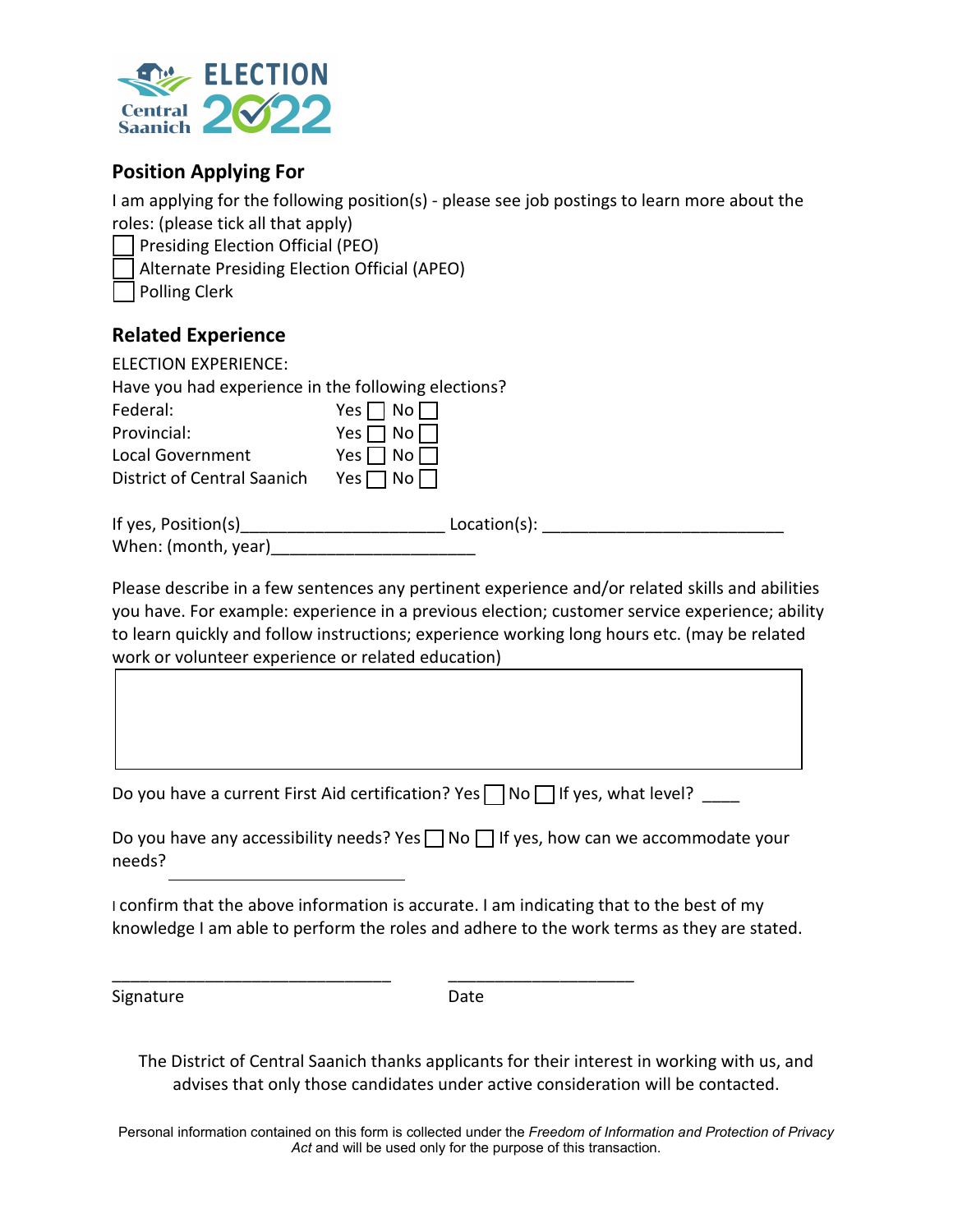## Position Applying For

I am applying for the following position(s) - please see job postings to learn more about the roles: (please tick all that apply)

☐ Presiding Election Official (PEO)
☐ Alternate Presiding Election Official (APEO)
☐ Polling Clerk

## Related Experience

ELECTION EXPERIENCE:

Have you had experience in the following elections?

| | |
|---|---|
| Federal: | Yes ☐ No ☐ |
| Provincial: | Yes ☐ No ☐ |
| Local Government | Yes ☐ No ☐ |
| District of Central Saanich | Yes ☐ No ☐ |

If yes, Position(s)______________________ Location(s): __________________________
When: (month, year)______________________

Please describe in a few sentences any pertinent experience and/or related skills and abilities you have. For example: experience in a previous election; customer service experience; ability to learn quickly and follow instructions; experience working long hours etc. (may be related work or volunteer experience or related education)

Do you have a current First Aid certification? Yes ☐ No ☐ If yes, what level? ____

Do you have any accessibility needs? Yes ☐ No ☐ If yes, how can we accommodate your needs? ____________________

I confirm that the above information is accurate. I am indicating that to the best of my knowledge I am able to perform the roles and adhere to the work terms as they are stated.

______________________________ ____________________
Signature Date

The District of Central Saanich thanks applicants for their interest in working with us, and advises that only those candidates under active consideration will be contacted.

Personal information contained on this form is collected under the *Freedom of Information and Protection of Privacy Act* and will be used only for the purpose of this transaction.